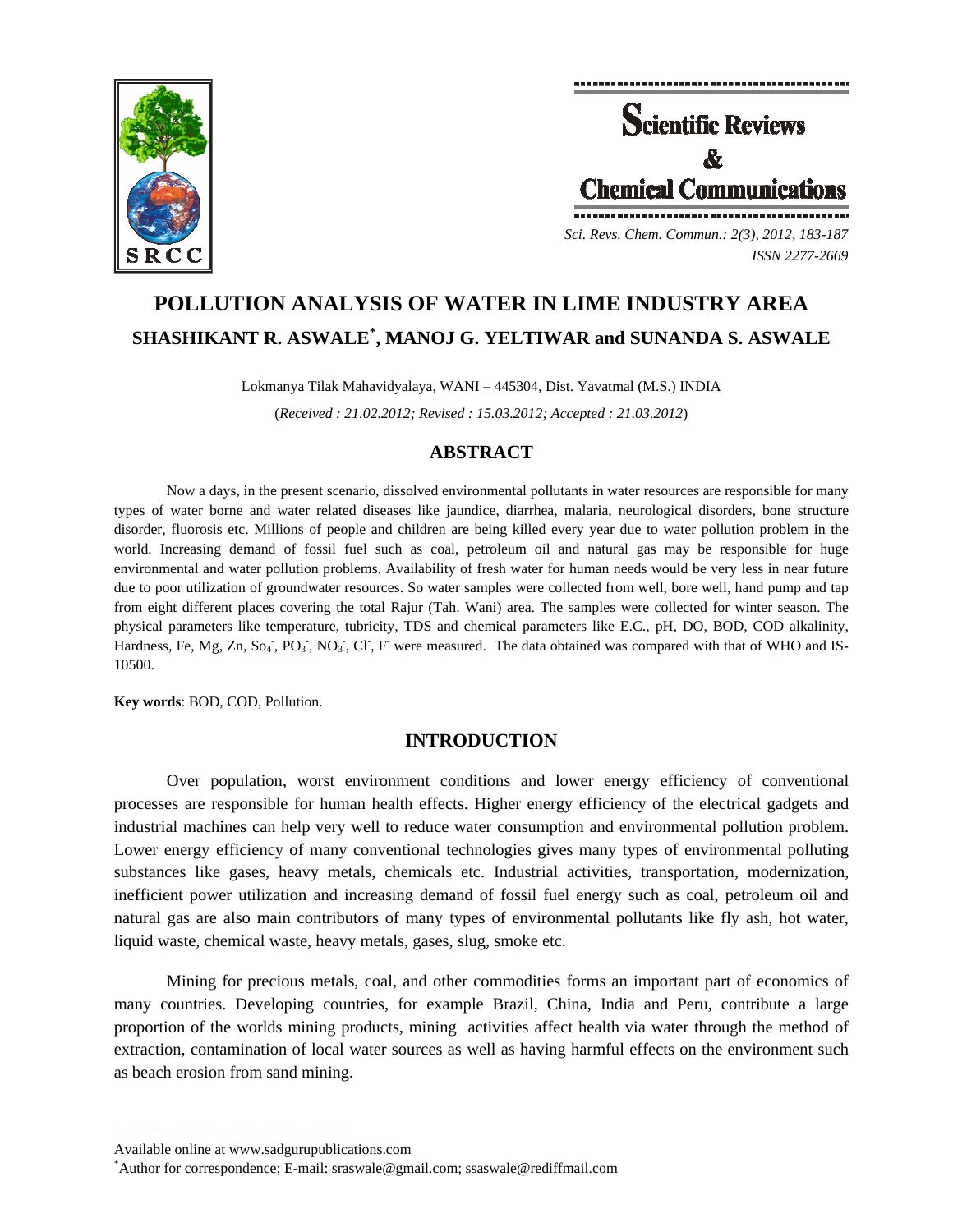# POLLUTION ANALYSIS OF WATER IN LIME INDUSTRY AREA

## SHASHIKANT R. ASWALE*, MANOJ G. YELTIWAR and SUNANDA S. ASWALE

Lokmanya Tilak Mahavidyalaya, WANI – 445304, Dist. Yavatmal (M.S.) INDIA

(*Received : 21.02.2012; Revised : 15.03.2012; Accepted : 21.03.2012*)

## ABSTRACT

Now a days, in the present scenario, dissolved environmental pollutants in water resources are responsible for many types of water borne and water related diseases like jaundice, diarrhea, malaria, neurological disorders, bone structure disorder, fluorosis etc. Millions of people and children are being killed every year due to water pollution problem in the world. Increasing demand of fossil fuel such as coal, petroleum oil and natural gas may be responsible for huge environmental and water pollution problems. Availability of fresh water for human needs would be very less in near future due to poor utilization of groundwater resources. So water samples were collected from well, bore well, hand pump and tap from eight different places covering the total Rajur (Tah. Wani) area. The samples were collected for winter season. The physical parameters like temperature, tubricity, TDS and chemical parameters like E.C., pH, DO, BOD, COD alkalinity, Hardness, Fe, Mg, Zn, $So_4^-$, $PO_3^-$, $NO_3^-$, $Cl^-$, $F^-$ were measured. The data obtained was compared with that of WHO and IS-10500.

**Key words**: BOD, COD, Pollution.

## INTRODUCTION

Over population, worst environment conditions and lower energy efficiency of conventional processes are responsible for human health effects. Higher energy efficiency of the electrical gadgets and industrial machines can help very well to reduce water consumption and environmental pollution problem. Lower energy efficiency of many conventional technologies gives many types of environmental polluting substances like gases, heavy metals, chemicals etc. Industrial activities, transportation, modernization, inefficient power utilization and increasing demand of fossil fuel energy such as coal, petroleum oil and natural gas are also main contributors of many types of environmental pollutants like fly ash, hot water, liquid waste, chemical waste, heavy metals, gases, slug, smoke etc.

Mining for precious metals, coal, and other commodities forms an important part of economics of many countries. Developing countries, for example Brazil, China, India and Peru, contribute a large proportion of the worlds mining products, mining activities affect health via water through the method of extraction, contamination of local water sources as well as having harmful effects on the environment such as beach erosion from sand mining.

---

Available online at www.sadgurupublications.com

*Author for correspondence; E-mail: sraswale@gmail.com; ssaswale@rediffmail.com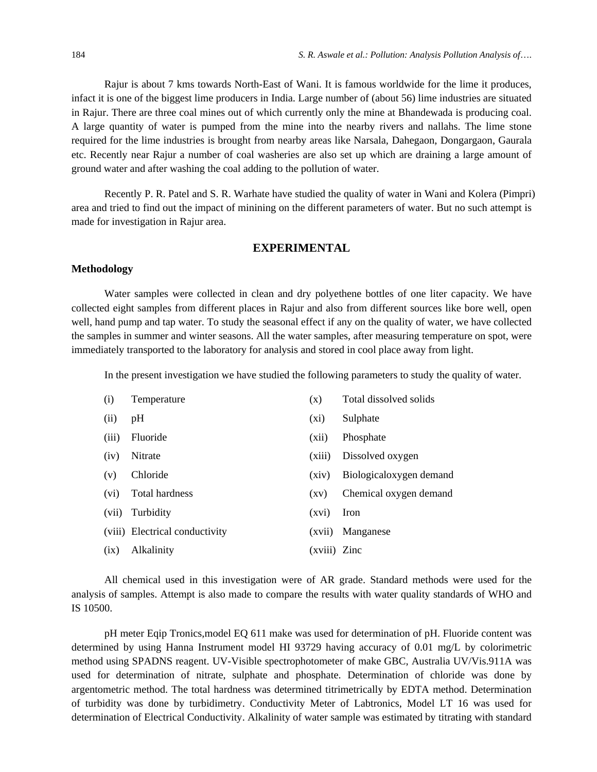Rajur is about 7 kms towards North-East of Wani. It is famous worldwide for the lime it produces, infact it is one of the biggest lime producers in India. Large number of (about 56) lime industries are situated in Rajur. There are three coal mines out of which currently only the mine at Bhandewada is producing coal. A large quantity of water is pumped from the mine into the nearby rivers and nallahs. The lime stone required for the lime industries is brought from nearby areas like Narsala, Dahegaon, Dongargaon, Gaurala etc. Recently near Rajur a number of coal washeries are also set up which are draining a large amount of ground water and after washing the coal adding to the pollution of water.

Recently P. R. Patel and S. R. Warhate have studied the quality of water in Wani and Kolera (Pimpri) area and tried to find out the impact of minining on the different parameters of water. But no such attempt is made for investigation in Rajur area.

## EXPERIMENTAL

### Methodology

Water samples were collected in clean and dry polyethene bottles of one liter capacity. We have collected eight samples from different places in Rajur and also from different sources like bore well, open well, hand pump and tap water. To study the seasonal effect if any on the quality of water, we have collected the samples in summer and winter seasons. All the water samples, after measuring temperature on spot, were immediately transported to the laboratory for analysis and stored in cool place away from light.

In the present investigation we have studied the following parameters to study the quality of water.

(i) Temperature
(ii) pH
(iii) Fluoride
(iv) Nitrate
(v) Chloride
(vi) Total hardness
(vii) Turbidity
(viii) Electrical conductivity
(ix) Alkalinity
(x) Total dissolved solids
(xi) Sulphate
(xii) Phosphate
(xiii) Dissolved oxygen
(xiv) Biologicaloxygen demand
(xv) Chemical oxygen demand
(xvi) Iron
(xvii) Manganese
(xviii) Zinc

All chemical used in this investigation were of AR grade. Standard methods were used for the analysis of samples. Attempt is also made to compare the results with water quality standards of WHO and IS 10500.

pH meter Eqip Tronics,model EQ 611 make was used for determination of pH. Fluoride content was determined by using Hanna Instrument model HI 93729 having accuracy of 0.01 mg/L by colorimetric method using SPADNS reagent. UV-Visible spectrophotometer of make GBC, Australia UV/Vis.911A was used for determination of nitrate, sulphate and phosphate. Determination of chloride was done by argentometric method. The total hardness was determined titrimetrically by EDTA method. Determination of turbidity was done by turbidimetry. Conductivity Meter of Labtronics, Model LT 16 was used for determination of Electrical Conductivity. Alkalinity of water sample was estimated by titrating with standard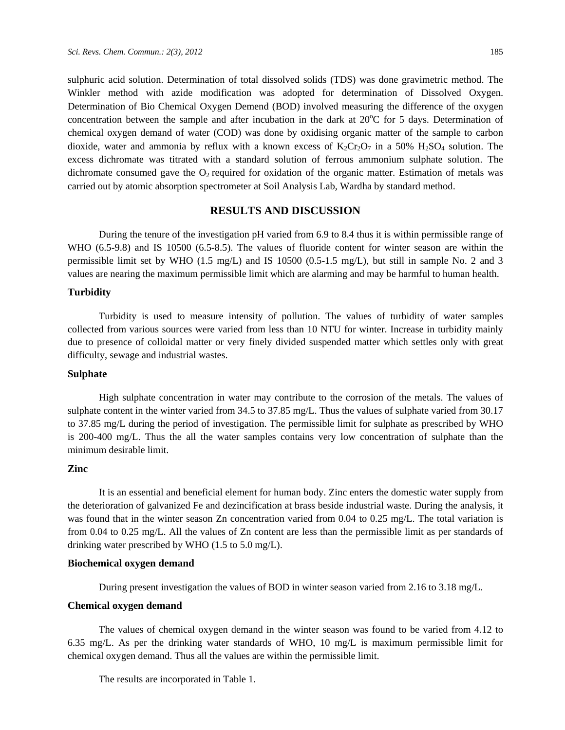sulphuric acid solution. Determination of total dissolved solids (TDS) was done gravimetric method. The Winkler method with azide modification was adopted for determination of Dissolved Oxygen. Determination of Bio Chemical Oxygen Demend (BOD) involved measuring the difference of the oxygen concentration between the sample and after incubation in the dark at 20$^o$C for 5 days. Determination of chemical oxygen demand of water (COD) was done by oxidising organic matter of the sample to carbon dioxide, water and ammonia by reflux with a known excess of $K_2Cr_2O_7$ in a 50% $H_2SO_4$ solution. The excess dichromate was titrated with a standard solution of ferrous ammonium sulphate solution. The dichromate consumed gave the $O_2$ required for oxidation of the organic matter. Estimation of metals was carried out by atomic absorption spectrometer at Soil Analysis Lab, Wardha by standard method.

## RESULTS AND DISCUSSION

During the tenure of the investigation pH varied from 6.9 to 8.4 thus it is within permissible range of WHO (6.5-9.8) and IS 10500 (6.5-8.5). The values of fluoride content for winter season are within the permissible limit set by WHO (1.5 mg/L) and IS 10500 (0.5-1.5 mg/L), but still in sample No. 2 and 3 values are nearing the maximum permissible limit which are alarming and may be harmful to human health.

### Turbidity

Turbidity is used to measure intensity of pollution. The values of turbidity of water samples collected from various sources were varied from less than 10 NTU for winter. Increase in turbidity mainly due to presence of colloidal matter or very finely divided suspended matter which settles only with great difficulty, sewage and industrial wastes.

### Sulphate

High sulphate concentration in water may contribute to the corrosion of the metals. The values of sulphate content in the winter varied from 34.5 to 37.85 mg/L. Thus the values of sulphate varied from 30.17 to 37.85 mg/L during the period of investigation. The permissible limit for sulphate as prescribed by WHO is 200-400 mg/L. Thus the all the water samples contains very low concentration of sulphate than the minimum desirable limit.

### Zinc

It is an essential and beneficial element for human body. Zinc enters the domestic water supply from the deterioration of galvanized Fe and dezincification at brass beside industrial waste. During the analysis, it was found that in the winter season Zn concentration varied from 0.04 to 0.25 mg/L. The total variation is from 0.04 to 0.25 mg/L. All the values of Zn content are less than the permissible limit as per standards of drinking water prescribed by WHO (1.5 to 5.0 mg/L).

### Biochemical oxygen demand

During present investigation the values of BOD in winter season varied from 2.16 to 3.18 mg/L.

### Chemical oxygen demand

The values of chemical oxygen demand in the winter season was found to be varied from 4.12 to 6.35 mg/L. As per the drinking water standards of WHO, 10 mg/L is maximum permissible limit for chemical oxygen demand. Thus all the values are within the permissible limit.

The results are incorporated in Table 1.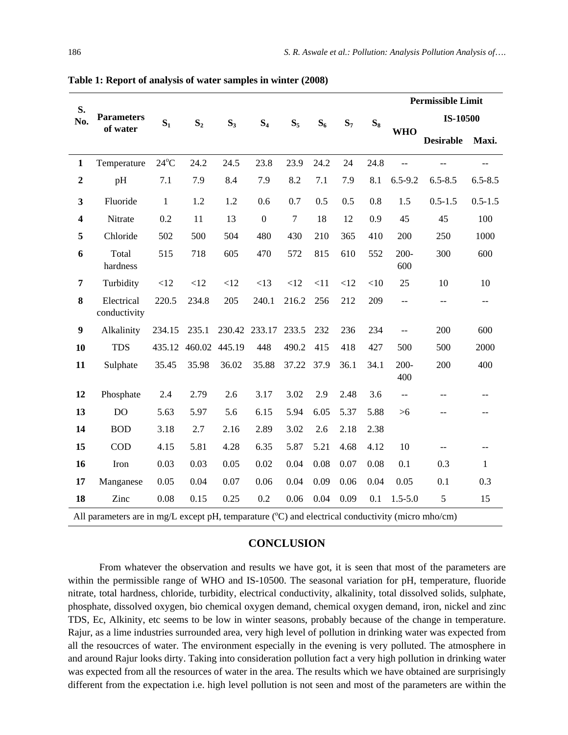**Table 1: Report of analysis of water samples in winter (2008)**

| S. No. | Parameters of water | $S_1$ | $S_2$ | $S_3$ | $S_4$ | $S_5$ | $S_6$ | $S_7$ | $S_8$ | Permissible Limit | | |
|---|---|---|---|---|---|---|---|---|---|---|---|---|
| | | | | | | | | | | WHO | IS-10500 | |
| | | | | | | | | | | | Desirable | Maxi. |
| 1 | Temperature | 24°C | 24.2 | 24.5 | 23.8 | 23.9 | 24.2 | 24 | 24.8 | -- | -- | -- |
| 2 | pH | 7.1 | 7.9 | 8.4 | 7.9 | 8.2 | 7.1 | 7.9 | 8.1 | 6.5-9.2 | 6.5-8.5 | 6.5-8.5 |
| 3 | Fluoride | 1 | 1.2 | 1.2 | 0.6 | 0.7 | 0.5 | 0.5 | 0.8 | 1.5 | 0.5-1.5 | 0.5-1.5 |
| 4 | Nitrate | 0.2 | 11 | 13 | 0 | 7 | 18 | 12 | 0.9 | 45 | 45 | 100 |
| 5 | Chloride | 502 | 500 | 504 | 480 | 430 | 210 | 365 | 410 | 200 | 250 | 1000 |
| 6 | Total hardness | 515 | 718 | 605 | 470 | 572 | 815 | 610 | 552 | 200-600 | 300 | 600 |
| 7 | Turbidity | <12 | <12 | <12 | <13 | <12 | <11 | <12 | <10 | 25 | 10 | 10 |
| 8 | Electrical conductivity | 220.5 | 234.8 | 205 | 240.1 | 216.2 | 256 | 212 | 209 | -- | -- | -- |
| 9 | Alkalinity | 234.15 | 235.1 | 230.42 | 233.17 | 233.5 | 232 | 236 | 234 | -- | 200 | 600 |
| 10 | TDS | 435.12 | 460.02 | 445.19 | 448 | 490.2 | 415 | 418 | 427 | 500 | 500 | 2000 |
| 11 | Sulphate | 35.45 | 35.98 | 36.02 | 35.88 | 37.22 | 37.9 | 36.1 | 34.1 | 200-400 | 200 | 400 |
| 12 | Phosphate | 2.4 | 2.79 | 2.6 | 3.17 | 3.02 | 2.9 | 2.48 | 3.6 | -- | -- | -- |
| 13 | DO | 5.63 | 5.97 | 5.6 | 6.15 | 5.94 | 6.05 | 5.37 | 5.88 | >6 | -- | -- |
| 14 | BOD | 3.18 | 2.7 | 2.16 | 2.89 | 3.02 | 2.6 | 2.18 | 2.38 | | | |
| 15 | COD | 4.15 | 5.81 | 4.28 | 6.35 | 5.87 | 5.21 | 4.68 | 4.12 | 10 | -- | -- |
| 16 | Iron | 0.03 | 0.03 | 0.05 | 0.02 | 0.04 | 0.08 | 0.07 | 0.08 | 0.1 | 0.3 | 1 |
| 17 | Manganese | 0.05 | 0.04 | 0.07 | 0.06 | 0.04 | 0.09 | 0.06 | 0.04 | 0.05 | 0.1 | 0.3 |
| 18 | Zinc | 0.08 | 0.15 | 0.25 | 0.2 | 0.06 | 0.04 | 0.09 | 0.1 | 1.5-5.0 | 5 | 15 |

All parameters are in mg/L except pH, temparature (°C) and electrical conductivity (micro mho/cm)

## CONCLUSION

From whatever the observation and results we have got, it is seen that most of the parameters are within the permissible range of WHO and IS-10500. The seasonal variation for pH, temperature, fluoride nitrate, total hardness, chloride, turbidity, electrical conductivity, alkalinity, total dissolved solids, sulphate, phosphate, dissolved oxygen, bio chemical oxygen demand, chemical oxygen demand, iron, nickel and zinc TDS, Ec, Alkinity, etc seems to be low in winter seasons, probably because of the change in temperature. Rajur, as a lime industries surrounded area, very high level of pollution in drinking water was expected from all the resoucrces of water. The environment especially in the evening is very polluted. The atmosphere in and around Rajur looks dirty. Taking into consideration pollution fact a very high pollution in drinking water was expected from all the resources of water in the area. The results which we have obtained are surprisingly different from the expectation i.e. high level pollution is not seen and most of the parameters are within the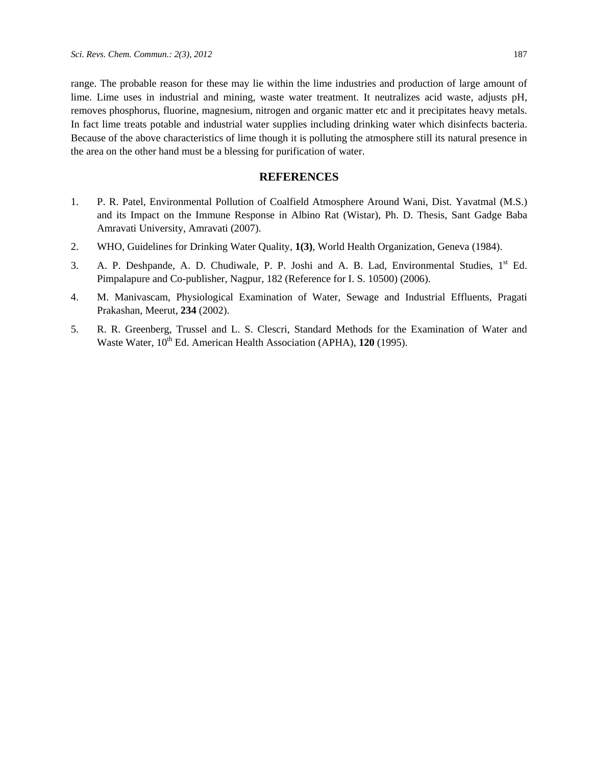range. The probable reason for these may lie within the lime industries and production of large amount of lime. Lime uses in industrial and mining, waste water treatment. It neutralizes acid waste, adjusts pH, removes phosphorus, fluorine, magnesium, nitrogen and organic matter etc and it precipitates heavy metals. In fact lime treats potable and industrial water supplies including drinking water which disinfects bacteria. Because of the above characteristics of lime though it is polluting the atmosphere still its natural presence in the area on the other hand must be a blessing for purification of water.

## REFERENCES

1. P. R. Patel, Environmental Pollution of Coalfield Atmosphere Around Wani, Dist. Yavatmal (M.S.) and its Impact on the Immune Response in Albino Rat (Wistar), Ph. D. Thesis, Sant Gadge Baba Amravati University, Amravati (2007).
2. WHO, Guidelines for Drinking Water Quality, **1(3)**, World Health Organization, Geneva (1984).
3. A. P. Deshpande, A. D. Chudiwale, P. P. Joshi and A. B. Lad, Environmental Studies, 1st Ed. Pimpalapure and Co-publisher, Nagpur, 182 (Reference for I. S. 10500) (2006).
4. M. Manivascam, Physiological Examination of Water, Sewage and Industrial Effluents, Pragati Prakashan, Meerut, **234** (2002).
5. R. R. Greenberg, Trussel and L. S. Clescri, Standard Methods for the Examination of Water and Waste Water, 10th Ed. American Health Association (APHA), **120** (1995).